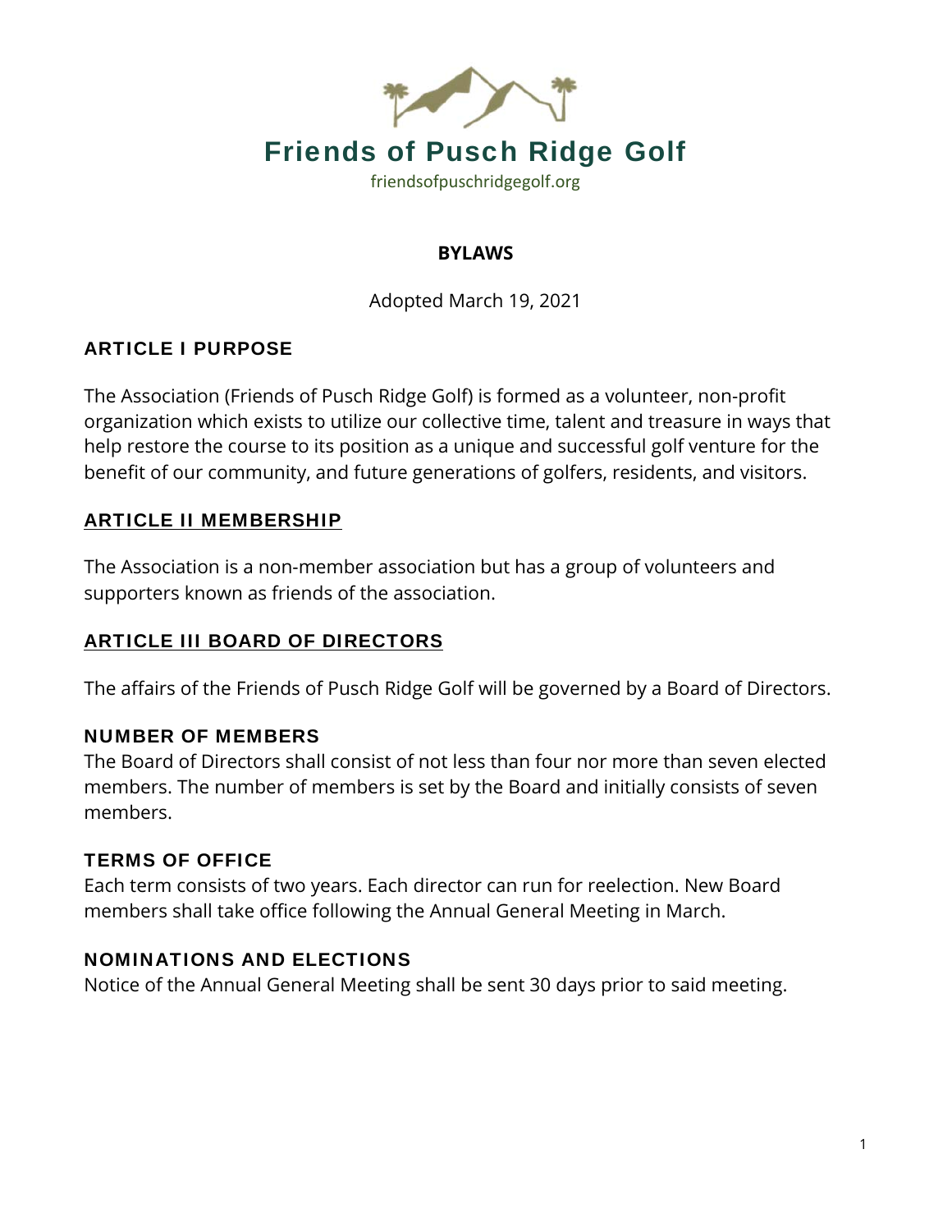# Friends of Pusch Ridge Golf

friendsofpuschridgegolf.org

**BYLAWS**

Adopted March 19, 2021

## ARTICLE I PURPOSE

The Association (Friends of Pusch Ridge Golf) is formed as a volunteer, non-profit organization which exists to utilize our collective time, talent and treasure in ways that help restore the course to its position as a unique and successful golf venture for the benefit of our community, and future generations of golfers, residents, and visitors.

## ARTICLE II MEMBERSHIP

The Association is a non-member association but has a group of volunteers and supporters known as friends of the association.

## ARTICLE III BOARD OF DIRECTORS

The affairs of the Friends of Pusch Ridge Golf will be governed by a Board of Directors.

### NUMBER OF MEMBERS

The Board of Directors shall consist of not less than four nor more than seven elected members. The number of members is set by the Board and initially consists of seven members.

### TERMS OF OFFICE

Each term consists of two years. Each director can run for reelection. New Board members shall take office following the Annual General Meeting in March.

### NOMINATIONS AND ELECTIONS

Notice of the Annual General Meeting shall be sent 30 days prior to said meeting.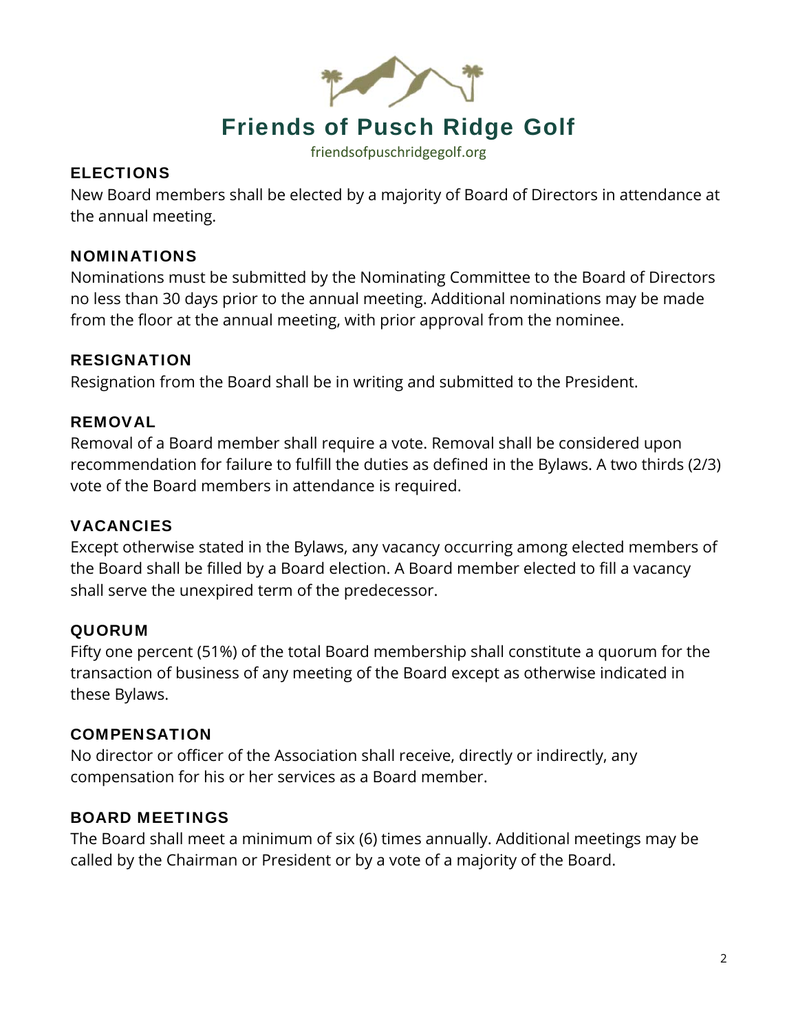## ELECTIONS

New Board members shall be elected by a majority of Board of Directors in attendance at the annual meeting.

## NOMINATIONS

Nominations must be submitted by the Nominating Committee to the Board of Directors no less than 30 days prior to the annual meeting. Additional nominations may be made from the floor at the annual meeting, with prior approval from the nominee.

## RESIGNATION

Resignation from the Board shall be in writing and submitted to the President.

## REMOVAL

Removal of a Board member shall require a vote. Removal shall be considered upon recommendation for failure to fulfill the duties as defined in the Bylaws. A two thirds (2/3) vote of the Board members in attendance is required.

## VACANCIES

Except otherwise stated in the Bylaws, any vacancy occurring among elected members of the Board shall be filled by a Board election. A Board member elected to fill a vacancy shall serve the unexpired term of the predecessor.

## QUORUM

Fifty one percent (51%) of the total Board membership shall constitute a quorum for the transaction of business of any meeting of the Board except as otherwise indicated in these Bylaws.

## COMPENSATION

No director or officer of the Association shall receive, directly or indirectly, any compensation for his or her services as a Board member.

## BOARD MEETINGS

The Board shall meet a minimum of six (6) times annually. Additional meetings may be called by the Chairman or President or by a vote of a majority of the Board.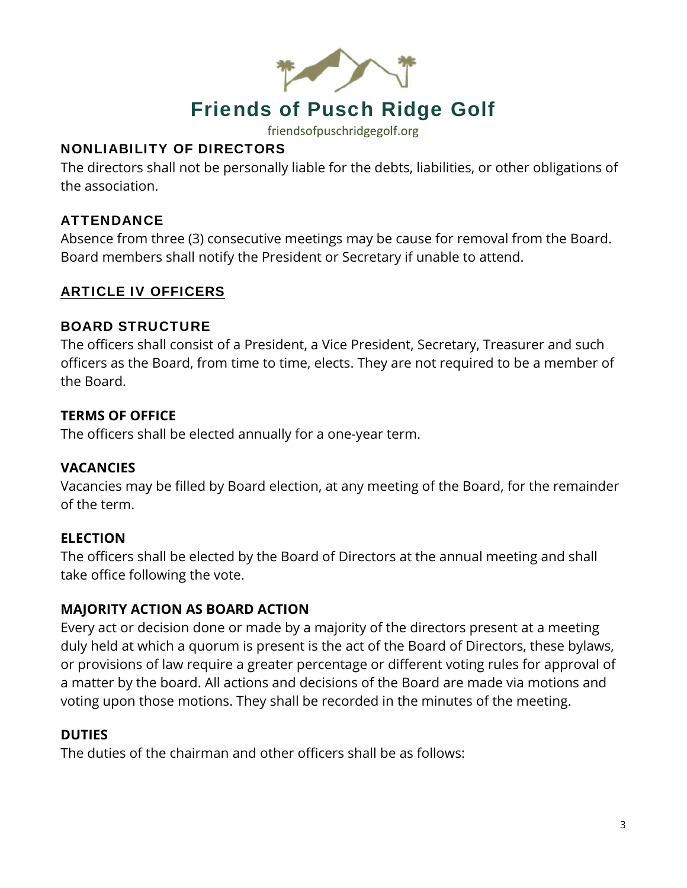### NONLIABILITY OF DIRECTORS

The directors shall not be personally liable for the debts, liabilities, or other obligations of the association.

### ATTENDANCE

Absence from three (3) consecutive meetings may be cause for removal from the Board. Board members shall notify the President or Secretary if unable to attend.

## ARTICLE IV OFFICERS

### BOARD STRUCTURE

The officers shall consist of a President, a Vice President, Secretary, Treasurer and such officers as the Board, from time to time, elects. They are not required to be a member of the Board.

### TERMS OF OFFICE

The officers shall be elected annually for a one-year term.

### VACANCIES

Vacancies may be filled by Board election, at any meeting of the Board, for the remainder of the term.

### ELECTION

The officers shall be elected by the Board of Directors at the annual meeting and shall take office following the vote.

### MAJORITY ACTION AS BOARD ACTION

Every act or decision done or made by a majority of the directors present at a meeting duly held at which a quorum is present is the act of the Board of Directors, these bylaws, or provisions of law require a greater percentage or different voting rules for approval of a matter by the board. All actions and decisions of the Board are made via motions and voting upon those motions. They shall be recorded in the minutes of the meeting.

### DUTIES

The duties of the chairman and other officers shall be as follows: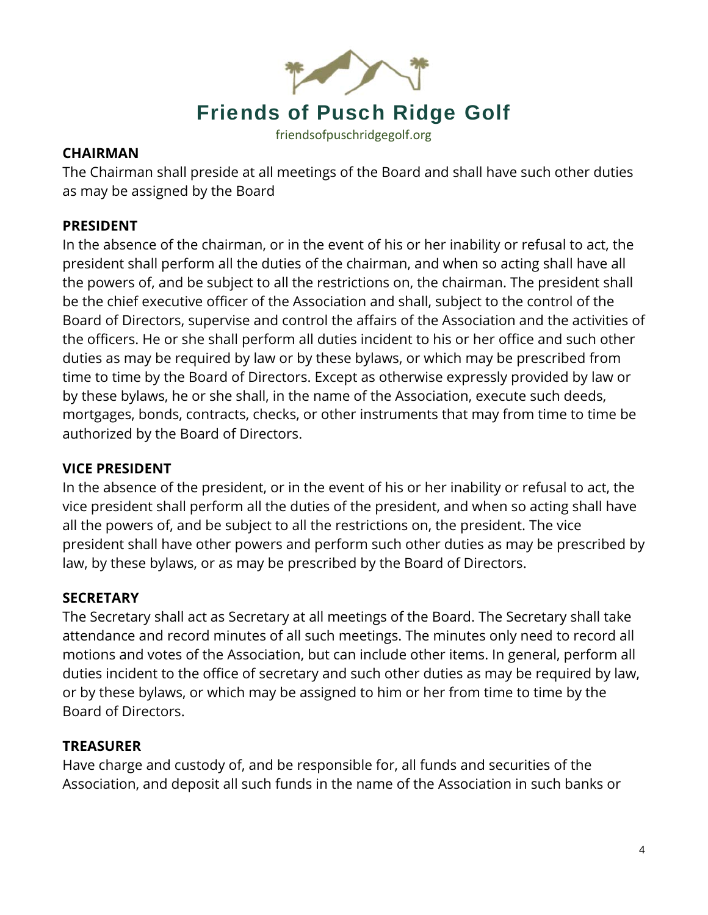**CHAIRMAN**

The Chairman shall preside at all meetings of the Board and shall have such other duties as may be assigned by the Board

**PRESIDENT**

In the absence of the chairman, or in the event of his or her inability or refusal to act, the president shall perform all the duties of the chairman, and when so acting shall have all the powers of, and be subject to all the restrictions on, the chairman. The president shall be the chief executive officer of the Association and shall, subject to the control of the Board of Directors, supervise and control the affairs of the Association and the activities of the officers. He or she shall perform all duties incident to his or her office and such other duties as may be required by law or by these bylaws, or which may be prescribed from time to time by the Board of Directors. Except as otherwise expressly provided by law or by these bylaws, he or she shall, in the name of the Association, execute such deeds, mortgages, bonds, contracts, checks, or other instruments that may from time to time be authorized by the Board of Directors.

**VICE PRESIDENT**

In the absence of the president, or in the event of his or her inability or refusal to act, the vice president shall perform all the duties of the president, and when so acting shall have all the powers of, and be subject to all the restrictions on, the president. The vice president shall have other powers and perform such other duties as may be prescribed by law, by these bylaws, or as may be prescribed by the Board of Directors.

**SECRETARY**

The Secretary shall act as Secretary at all meetings of the Board. The Secretary shall take attendance and record minutes of all such meetings. The minutes only need to record all motions and votes of the Association, but can include other items. In general, perform all duties incident to the office of secretary and such other duties as may be required by law, or by these bylaws, or which may be assigned to him or her from time to time by the Board of Directors.

**TREASURER**

Have charge and custody of, and be responsible for, all funds and securities of the Association, and deposit all such funds in the name of the Association in such banks or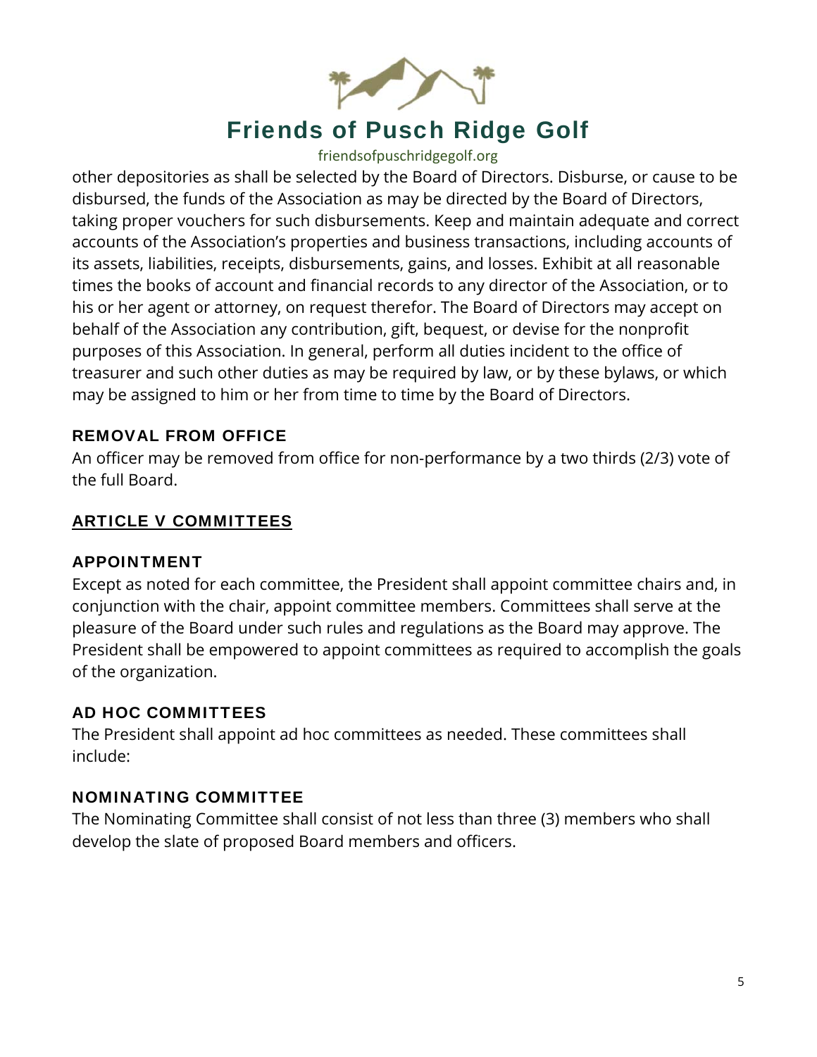other depositories as shall be selected by the Board of Directors. Disburse, or cause to be disbursed, the funds of the Association as may be directed by the Board of Directors, taking proper vouchers for such disbursements. Keep and maintain adequate and correct accounts of the Association's properties and business transactions, including accounts of its assets, liabilities, receipts, disbursements, gains, and losses. Exhibit at all reasonable times the books of account and financial records to any director of the Association, or to his or her agent or attorney, on request therefor. The Board of Directors may accept on behalf of the Association any contribution, gift, bequest, or devise for the nonprofit purposes of this Association. In general, perform all duties incident to the office of treasurer and such other duties as may be required by law, or by these bylaws, or which may be assigned to him or her from time to time by the Board of Directors.

### REMOVAL FROM OFFICE

An officer may be removed from office for non-performance by a two thirds (2/3) vote of the full Board.

## ARTICLE V COMMITTEES

### APPOINTMENT

Except as noted for each committee, the President shall appoint committee chairs and, in conjunction with the chair, appoint committee members. Committees shall serve at the pleasure of the Board under such rules and regulations as the Board may approve. The President shall be empowered to appoint committees as required to accomplish the goals of the organization.

### AD HOC COMMITTEES

The President shall appoint ad hoc committees as needed. These committees shall include:

### NOMINATING COMMITTEE

The Nominating Committee shall consist of not less than three (3) members who shall develop the slate of proposed Board members and officers.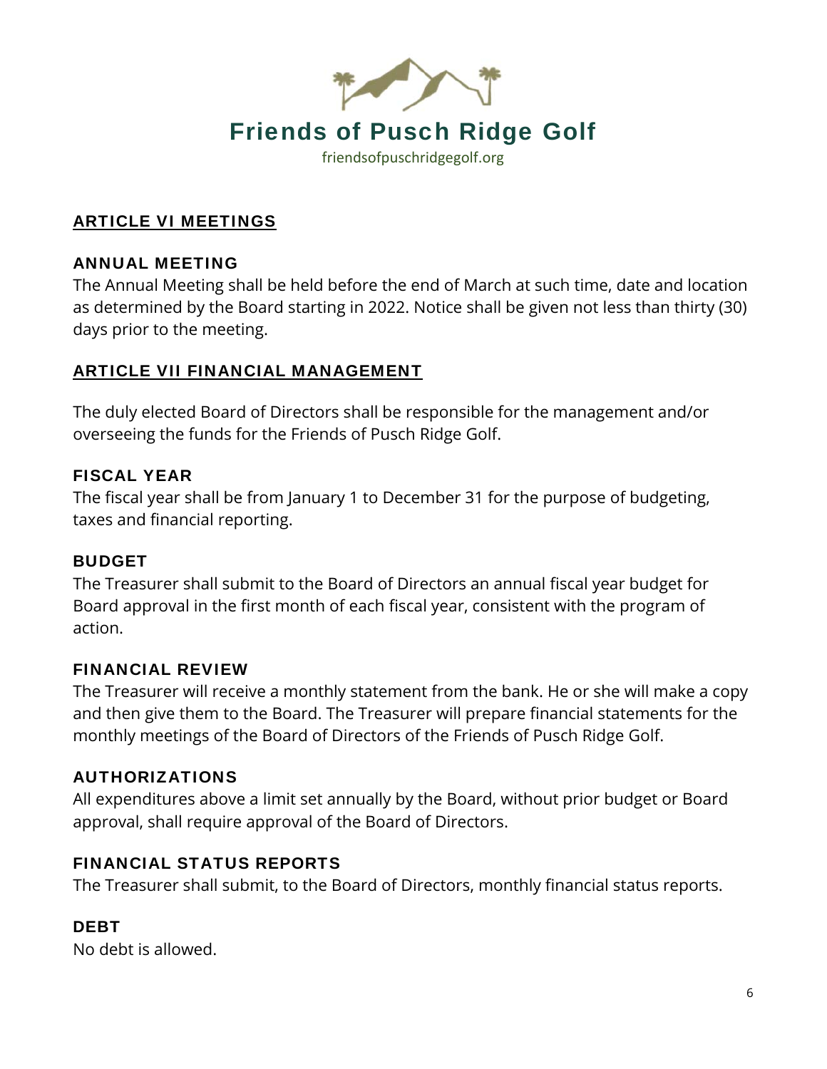# Friends of Pusch Ridge Golf

friendsofpuschridgegolf.org

## ARTICLE VI MEETINGS

### ANNUAL MEETING

The Annual Meeting shall be held before the end of March at such time, date and location as determined by the Board starting in 2022. Notice shall be given not less than thirty (30) days prior to the meeting.

## ARTICLE VII FINANCIAL MANAGEMENT

The duly elected Board of Directors shall be responsible for the management and/or overseeing the funds for the Friends of Pusch Ridge Golf.

### FISCAL YEAR

The fiscal year shall be from January 1 to December 31 for the purpose of budgeting, taxes and financial reporting.

### BUDGET

The Treasurer shall submit to the Board of Directors an annual fiscal year budget for Board approval in the first month of each fiscal year, consistent with the program of action.

### FINANCIAL REVIEW

The Treasurer will receive a monthly statement from the bank. He or she will make a copy and then give them to the Board. The Treasurer will prepare financial statements for the monthly meetings of the Board of Directors of the Friends of Pusch Ridge Golf.

### AUTHORIZATIONS

All expenditures above a limit set annually by the Board, without prior budget or Board approval, shall require approval of the Board of Directors.

### FINANCIAL STATUS REPORTS

The Treasurer shall submit, to the Board of Directors, monthly financial status reports.

### DEBT

No debt is allowed.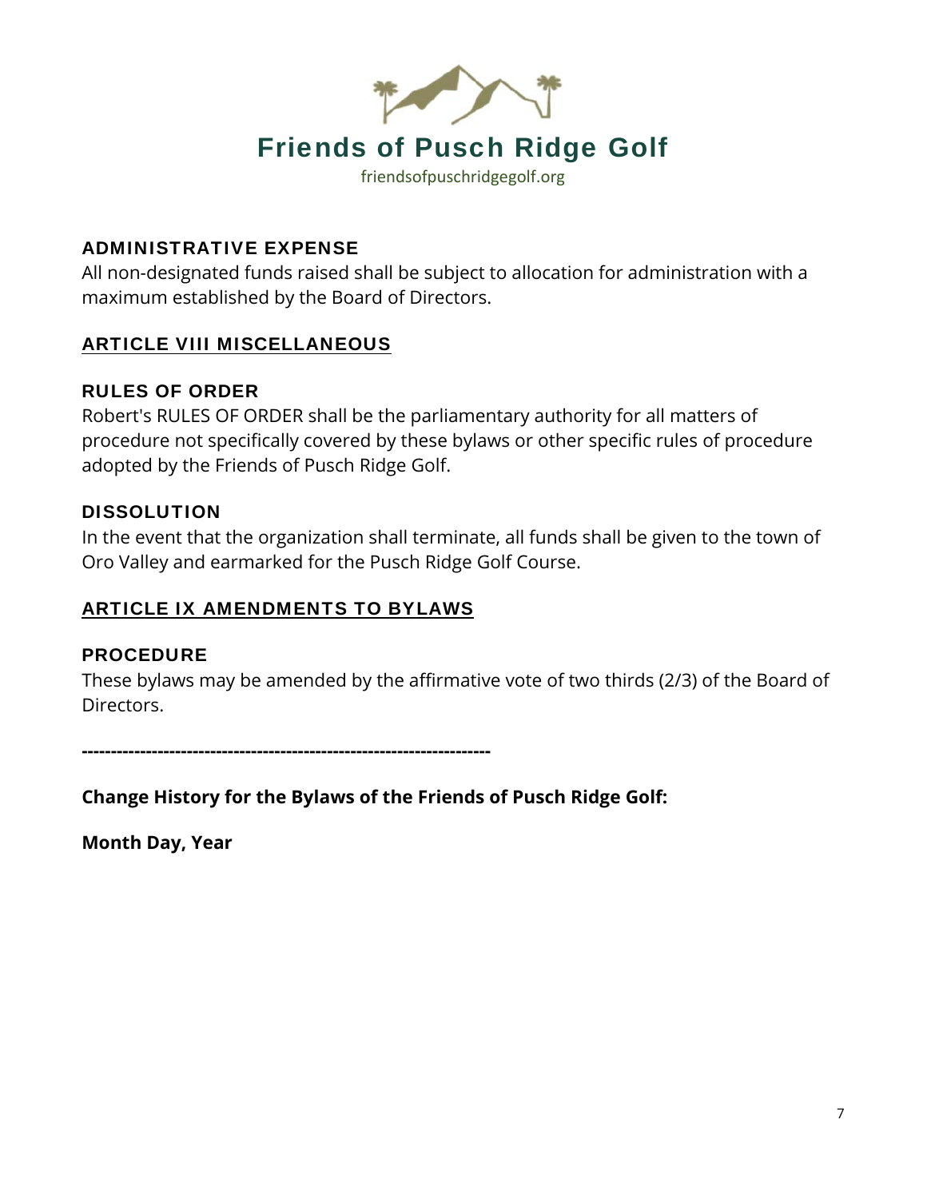# Friends of Pusch Ridge Golf

friendsofpuschridgegolf.org

### ADMINISTRATIVE EXPENSE

All non-designated funds raised shall be subject to allocation for administration with a maximum established by the Board of Directors.

## ARTICLE VIII MISCELLANEOUS

### RULES OF ORDER

Robert's RULES OF ORDER shall be the parliamentary authority for all matters of procedure not specifically covered by these bylaws or other specific rules of procedure adopted by the Friends of Pusch Ridge Golf.

### DISSOLUTION

In the event that the organization shall terminate, all funds shall be given to the town of Oro Valley and earmarked for the Pusch Ridge Golf Course.

## ARTICLE IX AMENDMENTS TO BYLAWS

### PROCEDURE

These bylaws may be amended by the affirmative vote of two thirds (2/3) of the Board of Directors.

**--------------------------------------------------------------------**

**Change History for the Bylaws of the Friends of Pusch Ridge Golf:**

**Month Day, Year**